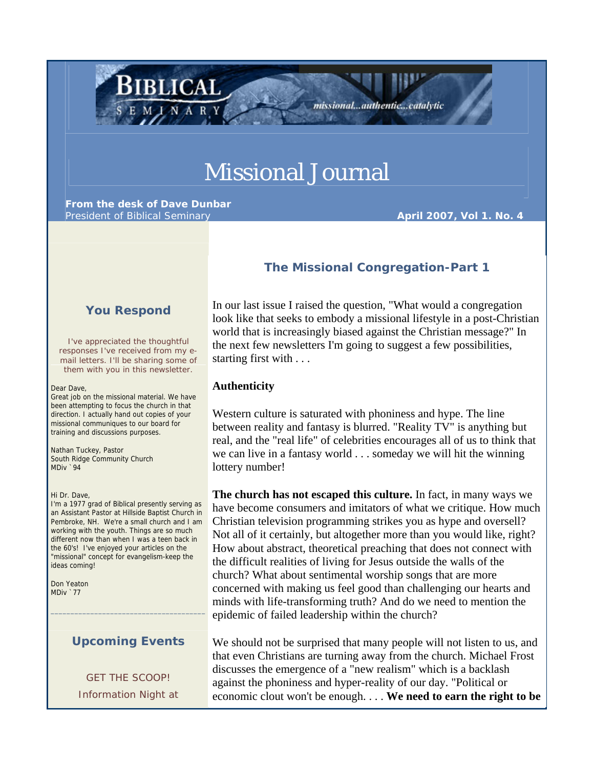BIBLICAL SEMINARY

missional...authentic...catalytic

# Missional Journal

**From the desk of Dave Dunbar**
President of Biblical Seminary

**April 2007, Vol 1. No. 4**

## The Missional Congregation-Part 1

In our last issue I raised the question, "What would a congregation look like that seeks to embody a missional lifestyle in a post-Christian world that is increasingly biased against the Christian message?" In the next few newsletters I'm going to suggest a few possibilities, starting first with . . .

**Authenticity**

Western culture is saturated with phoniness and hype. The line between reality and fantasy is blurred. "Reality TV" is anything but real, and the "real life" of celebrities encourages all of us to think that we can live in a fantasy world . . . someday we will hit the winning lottery number!

**The church has not escaped this culture.** In fact, in many ways we have become consumers and imitators of what we critique. How much Christian television programming strikes you as hype and oversell? Not all of it certainly, but altogether more than you would like, right? How about abstract, theoretical preaching that does not connect with the difficult realities of living for Jesus outside the walls of the church? What about sentimental worship songs that are more concerned with making us feel good than challenging our hearts and minds with life-transforming truth? And do we need to mention the epidemic of failed leadership within the church?

We should not be surprised that many people will not listen to us, and that even Christians are turning away from the church. Michael Frost discusses the emergence of a "new realism" which is a backlash against the phoniness and hyper-reality of our day. "Political or economic clout won't be enough. . . . **We need to earn the right to be**

### You Respond

I've appreciated the thoughtful responses I've received from my e-mail letters. I'll be sharing some of them with you in this newsletter.

Dear Dave,
Great job on the missional material. We have been attempting to focus the church in that direction. I actually hand out copies of your missional communiques to our board for training and discussions purposes.

Nathan Tuckey, Pastor
South Ridge Community Church
MDiv `94

Hi Dr. Dave,
I'm a 1977 grad of Biblical presently serving as an Assistant Pastor at Hillside Baptist Church in Pembroke, NH. We're a small church and I am working with the youth. Things are so much different now than when I was a teen back in the 60's! I've enjoyed your articles on the "missional" concept for evangelism-keep the ideas coming!

Don Yeaton
MDiv `77

---

### Upcoming Events

GET THE SCOOP!
Information Night at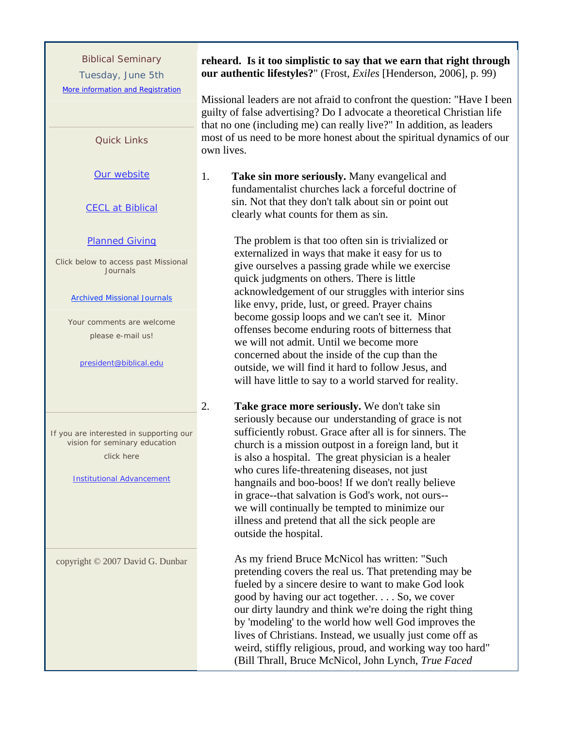Biblical Seminary

Tuesday, June 5th

More information and Registration

Quick Links

Our website

CECL at Biblical

Planned Giving

Click below to access past Missional Journals

Archived Missional Journals

Your comments are welcome

please e-mail us!

president@biblical.edu

If you are interested in supporting our vision for seminary education

click here

Institutional Advancement

copyright © 2007 David G. Dunbar

**reheard. Is it too simplistic to say that we earn that right through our authentic lifestyles?**" (Frost, *Exiles* [Henderson, 2006], p. 99)

Missional leaders are not afraid to confront the question: "Have I been guilty of false advertising? Do I advocate a theoretical Christian life that no one (including me) can really live?" In addition, as leaders most of us need to be more honest about the spiritual dynamics of our own lives.

1. **Take sin more seriously.** Many evangelical and fundamentalist churches lack a forceful doctrine of sin. Not that they don't talk about sin or point out clearly what counts for them as sin.

   The problem is that too often sin is trivialized or externalized in ways that make it easy for us to give ourselves a passing grade while we exercise quick judgments on others. There is little acknowledgement of our struggles with interior sins like envy, pride, lust, or greed. Prayer chains become gossip loops and we can't see it. Minor offenses become enduring roots of bitterness that we will not admit. Until we become more concerned about the inside of the cup than the outside, we will find it hard to follow Jesus, and will have little to say to a world starved for reality.

2. **Take grace more seriously.** We don't take sin seriously because our understanding of grace is not sufficiently robust. Grace after all is for sinners. The church is a mission outpost in a foreign land, but it is also a hospital. The great physician is a healer who cures life-threatening diseases, not just hangnails and boo-boos! If we don't really believe in grace--that salvation is God's work, not ours--we will continually be tempted to minimize our illness and pretend that all the sick people are outside the hospital.

   As my friend Bruce McNicol has written: "Such pretending covers the real us. That pretending may be fueled by a sincere desire to want to make God look good by having our act together. . . . So, we cover our dirty laundry and think we're doing the right thing by 'modeling' to the world how well God improves the lives of Christians. Instead, we usually just come off as weird, stiffly religious, proud, and working way too hard" (Bill Thrall, Bruce McNicol, John Lynch, *True Faced*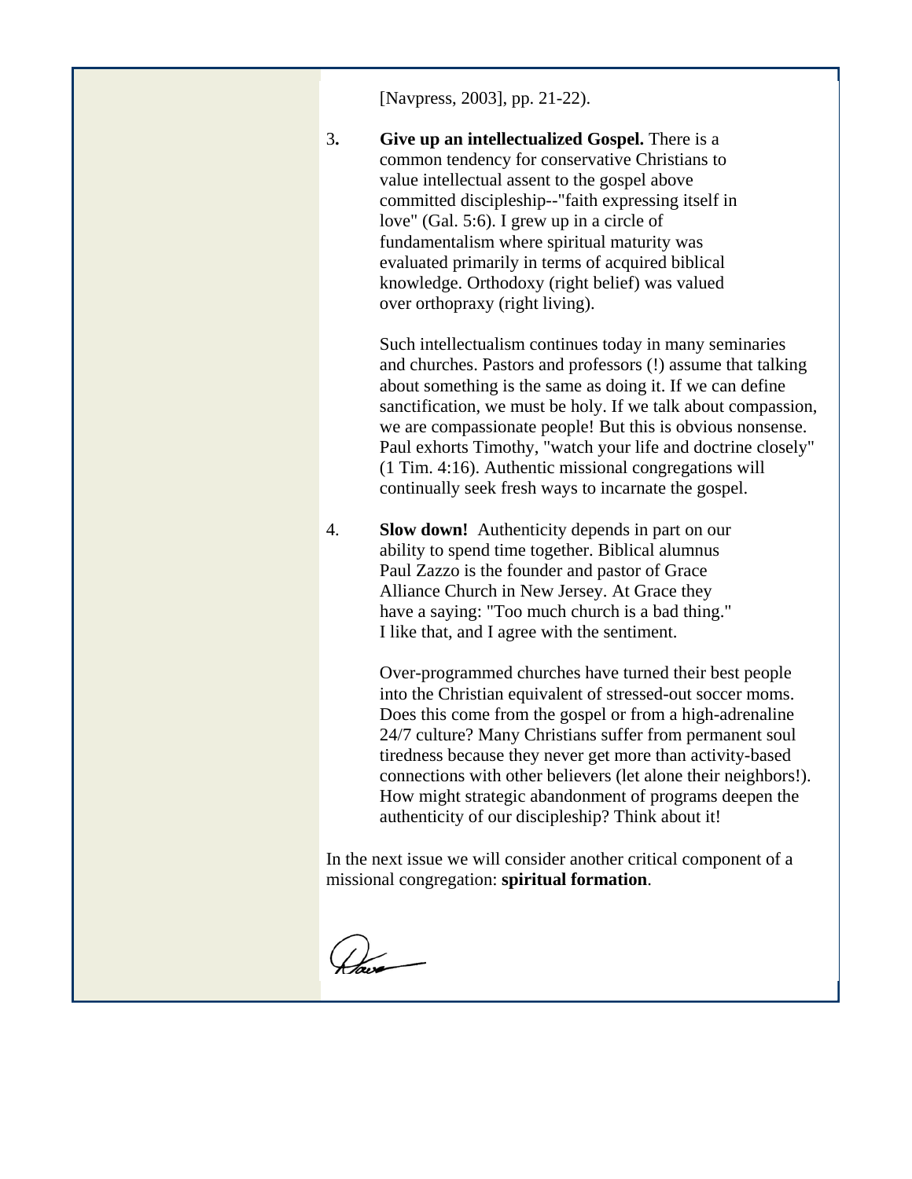[Navpress, 2003], pp. 21-22).

3. **Give up an intellectualized Gospel.** There is a common tendency for conservative Christians to value intellectual assent to the gospel above committed discipleship--"faith expressing itself in love" (Gal. 5:6). I grew up in a circle of fundamentalism where spiritual maturity was evaluated primarily in terms of acquired biblical knowledge. Orthodoxy (right belief) was valued over orthopraxy (right living).

   Such intellectualism continues today in many seminaries and churches. Pastors and professors (!) assume that talking about something is the same as doing it. If we can define sanctification, we must be holy. If we talk about compassion, we are compassionate people! But this is obvious nonsense. Paul exhorts Timothy, "watch your life and doctrine closely" (1 Tim. 4:16). Authentic missional congregations will continually seek fresh ways to incarnate the gospel.

4. **Slow down!** Authenticity depends in part on our ability to spend time together. Biblical alumnus Paul Zazzo is the founder and pastor of Grace Alliance Church in New Jersey. At Grace they have a saying: "Too much church is a bad thing." I like that, and I agree with the sentiment.

   Over-programmed churches have turned their best people into the Christian equivalent of stressed-out soccer moms. Does this come from the gospel or from a high-adrenaline 24/7 culture? Many Christians suffer from permanent soul tiredness because they never get more than activity-based connections with other believers (let alone their neighbors!). How might strategic abandonment of programs deepen the authenticity of our discipleship? Think about it!

In the next issue we will consider another critical component of a missional congregation: **spiritual formation**.

Dave